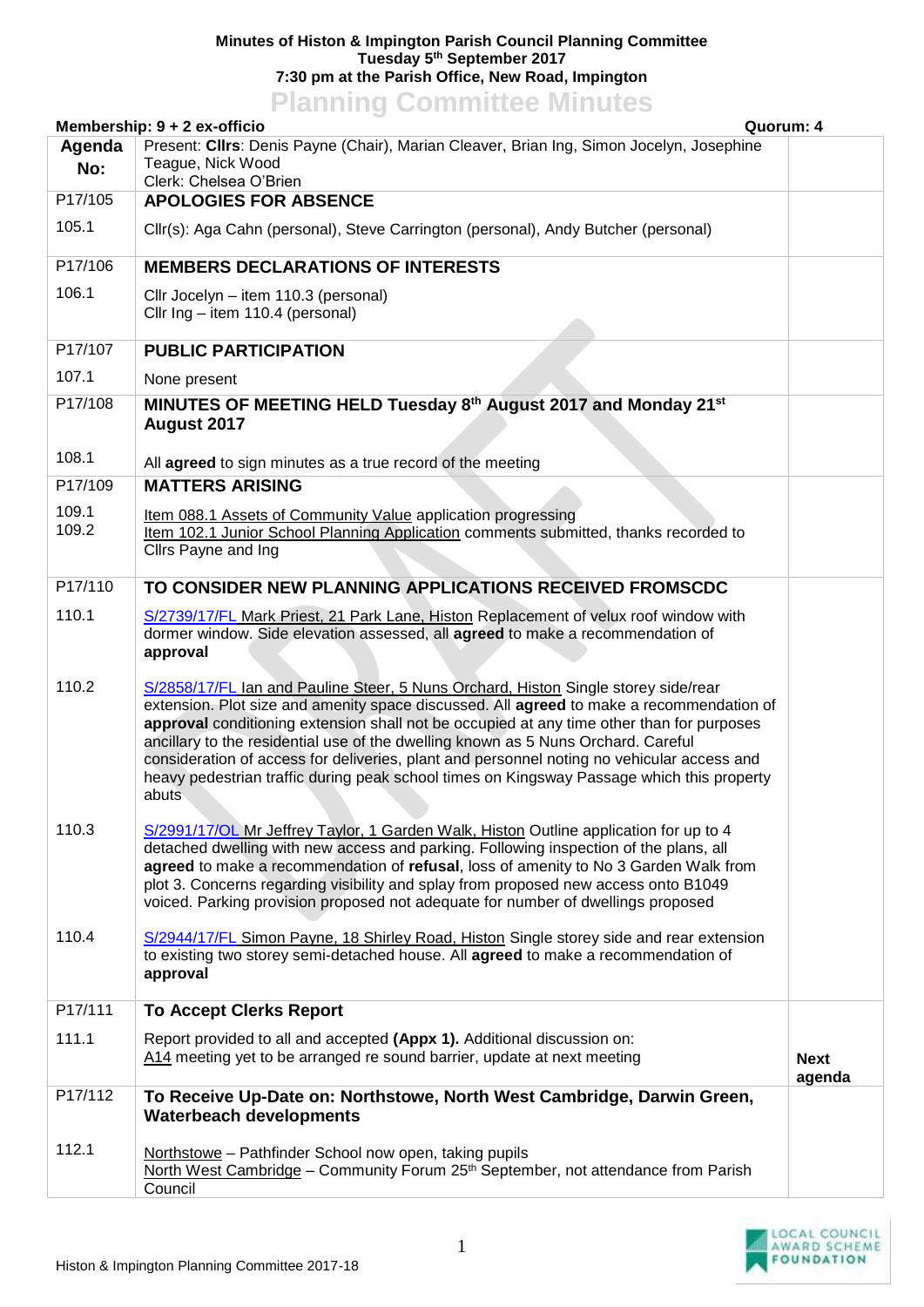**Minutes of Histon & Impington Parish Council Planning Committee**
**Tuesday 5th September 2017**
**7:30 pm at the Parish Office, New Road, Impington**

# Planning Committee Minutes

**Membership: 9 + 2 ex-officio** **Quorum: 4**

| Agenda No: | Present: **Cllrs**: Denis Payne (Chair), Marian Cleaver, Brian Ing, Simon Jocelyn, Josephine Teague, Nick Wood<br>Clerk: Chelsea O'Brien | |
|---|---|---|
| P17/105 | **APOLOGIES FOR ABSENCE** | |
| 105.1 | Cllr(s): Aga Cahn (personal), Steve Carrington (personal), Andy Butcher (personal) | |
| P17/106 | **MEMBERS DECLARATIONS OF INTERESTS** | |
| 106.1 | Cllr Jocelyn – item 110.3 (personal)<br>Cllr Ing – item 110.4 (personal) | |
| P17/107 | **PUBLIC PARTICIPATION** | |
| 107.1 | None present | |
| P17/108 | **MINUTES OF MEETING HELD Tuesday 8th August 2017 and Monday 21st August 2017** | |
| 108.1 | All **agreed** to sign minutes as a true record of the meeting | |
| P17/109 | **MATTERS ARISING** | |
| 109.1<br>109.2 | Item 088.1 Assets of Community Value application progressing<br>Item 102.1 Junior School Planning Application comments submitted, thanks recorded to Cllrs Payne and Ing | |
| P17/110 | **TO CONSIDER NEW PLANNING APPLICATIONS RECEIVED FROMSCDC** | |
| 110.1 | S/2739/17/FL Mark Priest, 21 Park Lane, Histon Replacement of velux roof window with dormer window. Side elevation assessed, all **agreed** to make a recommendation of **approval** | |
| 110.2 | S/2858/17/FL Ian and Pauline Steer, 5 Nuns Orchard, Histon Single storey side/rear extension. Plot size and amenity space discussed. All **agreed** to make a recommendation of **approval** conditioning extension shall not be occupied at any time other than for purposes ancillary to the residential use of the dwelling known as 5 Nuns Orchard. Careful consideration of access for deliveries, plant and personnel noting no vehicular access and heavy pedestrian traffic during peak school times on Kingsway Passage which this property abuts | |
| 110.3 | S/2991/17/OL Mr Jeffrey Taylor, 1 Garden Walk, Histon Outline application for up to 4 detached dwelling with new access and parking. Following inspection of the plans, all **agreed** to make a recommendation of **refusal**, loss of amenity to No 3 Garden Walk from plot 3. Concerns regarding visibility and splay from proposed new access onto B1049 voiced. Parking provision proposed not adequate for number of dwellings proposed | |
| 110.4 | S/2944/17/FL Simon Payne, 18 Shirley Road, Histon Single storey side and rear extension to existing two storey semi-detached house. All **agreed** to make a recommendation of **approval** | |
| P17/111 | **To Accept Clerks Report** | |
| 111.1 | Report provided to all and accepted **(Appx 1).** Additional discussion on:<br>A14 meeting yet to be arranged re sound barrier, update at next meeting | **Next agenda** |
| P17/112 | **To Receive Up-Date on: Northstowe, North West Cambridge, Darwin Green, Waterbeach developments** | |
| 112.1 | Northstowe – Pathfinder School now open, taking pupils<br>North West Cambridge – Community Forum 25th September, not attendance from Parish Council | |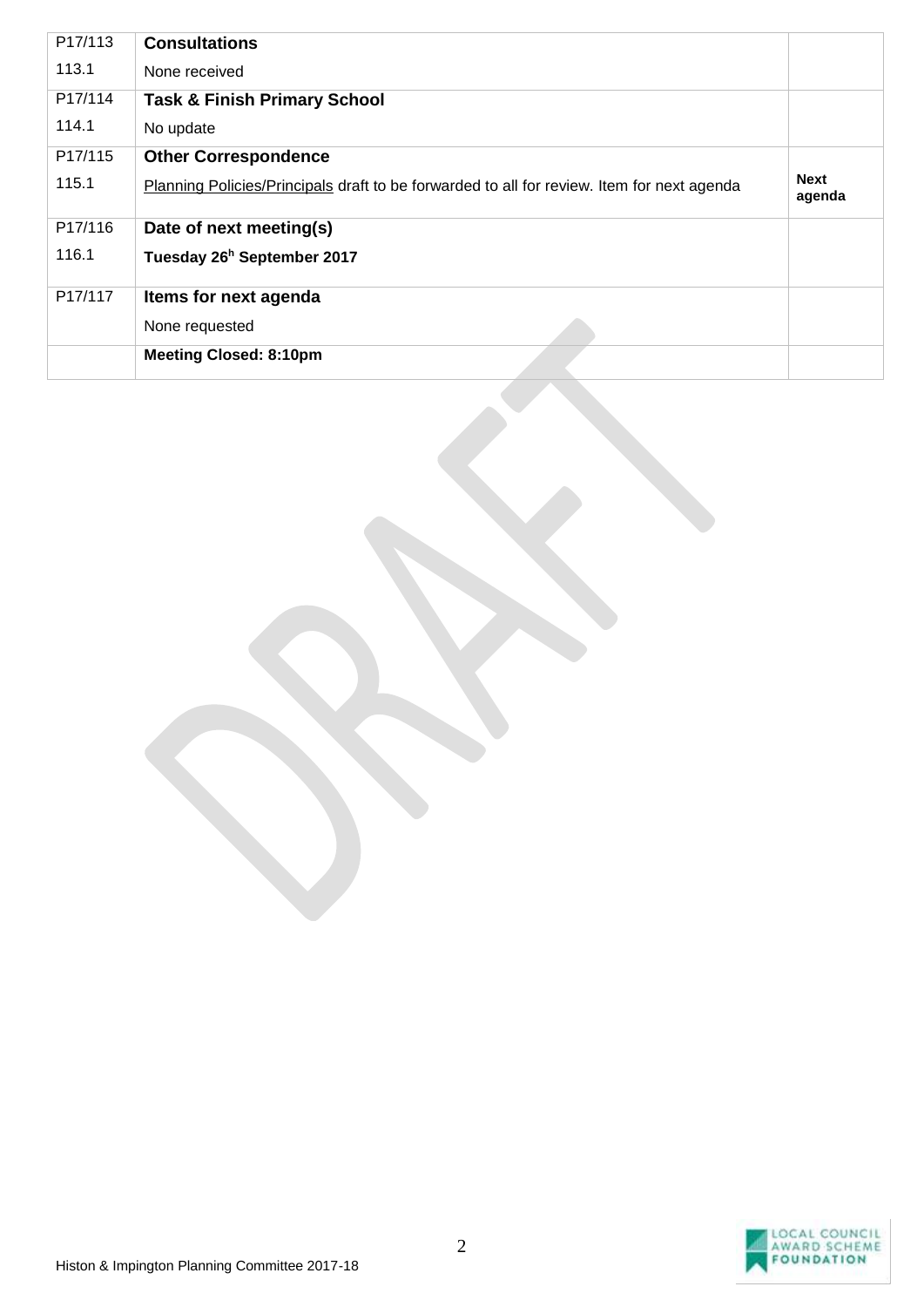| | | |
|---|---|---|
| P17/113 | **Consultations** | |
| 113.1 | None received | |
| P17/114 | **Task & Finish Primary School** | |
| 114.1 | No update | |
| P17/115 | **Other Correspondence** | |
| 115.1 | Planning Policies/Principals draft to be forwarded to all for review. Item for next agenda | **Next agenda** |
| P17/116 | **Date of next meeting(s)** | |
| 116.1 | **Tuesday 26h September 2017** | |
| P17/117 | **Items for next agenda** | |
| | None requested | |
| | **Meeting Closed: 8:10pm** | |